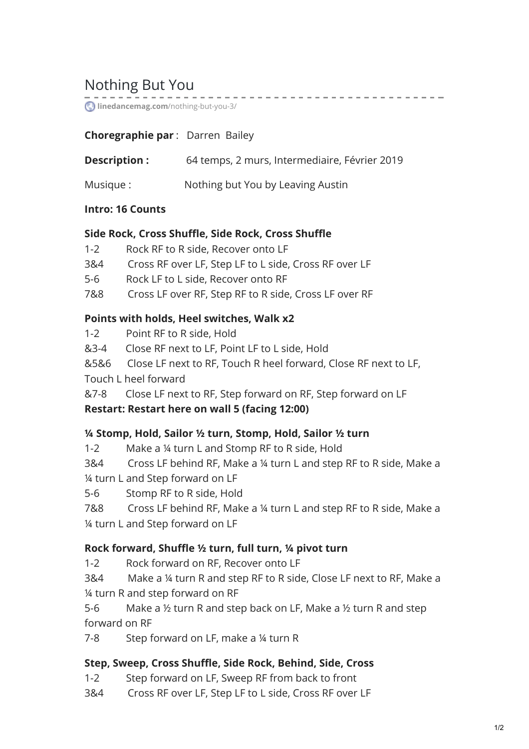# Nothing But You

linedancemag.com/nothing-but-you-3/

**Choregraphie par** : Darren Bailey

**Description :** 64 temps, 2 murs, Intermediaire, Février 2019

Musique : Nothing but You by Leaving Austin

**Intro: 16 Counts**

**Side Rock, Cross Shuffle, Side Rock, Cross Shuffle**

1-2 Rock RF to R side, Recover onto LF
3&4 Cross RF over LF, Step LF to L side, Cross RF over LF
5-6 Rock LF to L side, Recover onto RF
7&8 Cross LF over RF, Step RF to R side, Cross LF over RF

**Points with holds, Heel switches, Walk x2**

1-2 Point RF to R side, Hold
&3-4 Close RF next to LF, Point LF to L side, Hold
&5&6 Close LF next to RF, Touch R heel forward, Close RF next to LF, Touch L heel forward
&7-8 Close LF next to RF, Step forward on RF, Step forward on LF
**Restart: Restart here on wall 5 (facing 12:00)**

**¼ Stomp, Hold, Sailor ½ turn, Stomp, Hold, Sailor ½ turn**

1-2 Make a ¼ turn L and Stomp RF to R side, Hold
3&4 Cross LF behind RF, Make a ¼ turn L and step RF to R side, Make a ¼ turn L and Step forward on LF
5-6 Stomp RF to R side, Hold
7&8 Cross LF behind RF, Make a ¼ turn L and step RF to R side, Make a ¼ turn L and Step forward on LF

**Rock forward, Shuffle ½ turn, full turn, ¼ pivot turn**

1-2 Rock forward on RF, Recover onto LF
3&4 Make a ¼ turn R and step RF to R side, Close LF next to RF, Make a ¼ turn R and step forward on RF
5-6 Make a ½ turn R and step back on LF, Make a ½ turn R and step forward on RF
7-8 Step forward on LF, make a ¼ turn R

**Step, Sweep, Cross Shuffle, Side Rock, Behind, Side, Cross**

1-2 Step forward on LF, Sweep RF from back to front
3&4 Cross RF over LF, Step LF to L side, Cross RF over LF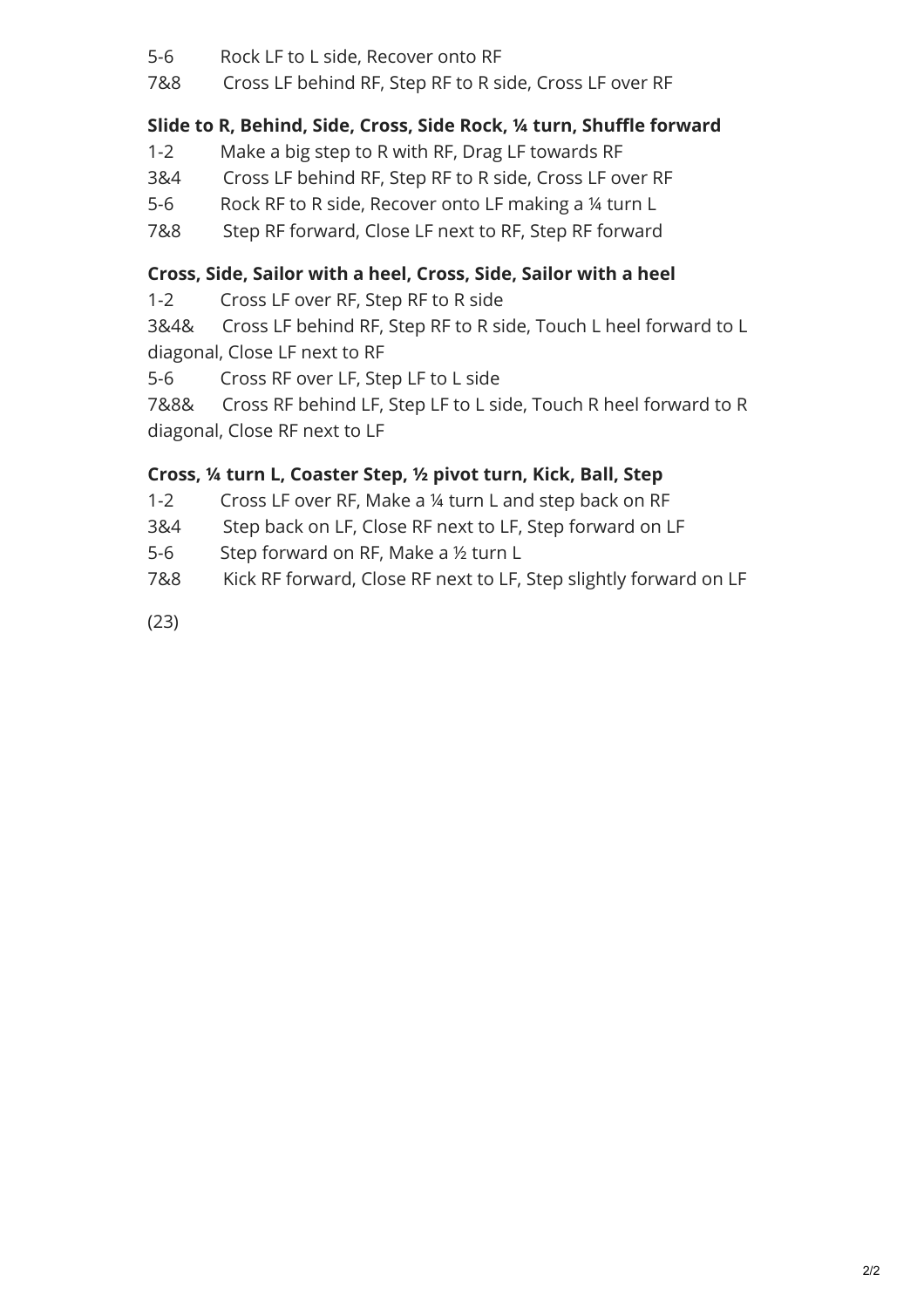5-6 Rock LF to L side, Recover onto RF
7&8 Cross LF behind RF, Step RF to R side, Cross LF over RF

**Slide to R, Behind, Side, Cross, Side Rock, ¼ turn, Shuffle forward**

1-2 Make a big step to R with RF, Drag LF towards RF
3&4 Cross LF behind RF, Step RF to R side, Cross LF over RF
5-6 Rock RF to R side, Recover onto LF making a ¼ turn L
7&8 Step RF forward, Close LF next to RF, Step RF forward

**Cross, Side, Sailor with a heel, Cross, Side, Sailor with a heel**

1-2 Cross LF over RF, Step RF to R side
3&4& Cross LF behind RF, Step RF to R side, Touch L heel forward to L diagonal, Close LF next to RF
5-6 Cross RF over LF, Step LF to L side
7&8& Cross RF behind LF, Step LF to L side, Touch R heel forward to R diagonal, Close RF next to LF

**Cross, ¼ turn L, Coaster Step, ½ pivot turn, Kick, Ball, Step**

1-2 Cross LF over RF, Make a ¼ turn L and step back on RF
3&4 Step back on LF, Close RF next to LF, Step forward on LF
5-6 Step forward on RF, Make a ½ turn L
7&8 Kick RF forward, Close RF next to LF, Step slightly forward on LF

(23)